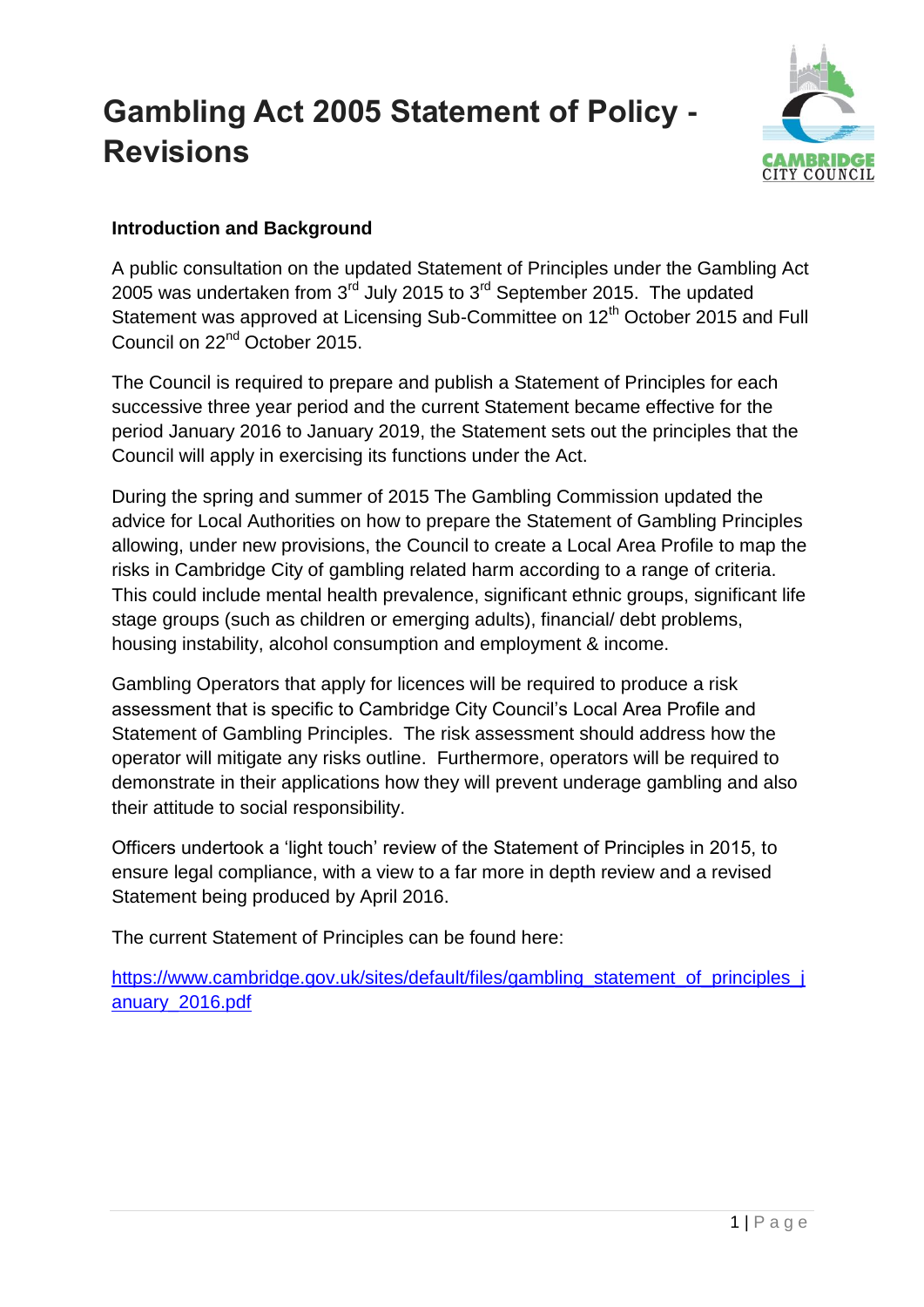# Gambling Act 2005 Statement of Policy - Revisions

**Introduction and Background**

A public consultation on the updated Statement of Principles under the Gambling Act 2005 was undertaken from 3rd July 2015 to 3rd September 2015. The updated Statement was approved at Licensing Sub-Committee on 12th October 2015 and Full Council on 22nd October 2015.

The Council is required to prepare and publish a Statement of Principles for each successive three year period and the current Statement became effective for the period January 2016 to January 2019, the Statement sets out the principles that the Council will apply in exercising its functions under the Act.

During the spring and summer of 2015 The Gambling Commission updated the advice for Local Authorities on how to prepare the Statement of Gambling Principles allowing, under new provisions, the Council to create a Local Area Profile to map the risks in Cambridge City of gambling related harm according to a range of criteria. This could include mental health prevalence, significant ethnic groups, significant life stage groups (such as children or emerging adults), financial/ debt problems, housing instability, alcohol consumption and employment & income.

Gambling Operators that apply for licences will be required to produce a risk assessment that is specific to Cambridge City Council's Local Area Profile and Statement of Gambling Principles. The risk assessment should address how the operator will mitigate any risks outline. Furthermore, operators will be required to demonstrate in their applications how they will prevent underage gambling and also their attitude to social responsibility.

Officers undertook a 'light touch' review of the Statement of Principles in 2015, to ensure legal compliance, with a view to a far more in depth review and a revised Statement being produced by April 2016.

The current Statement of Principles can be found here:

https://www.cambridge.gov.uk/sites/default/files/gambling_statement_of_principles_january_2016.pdf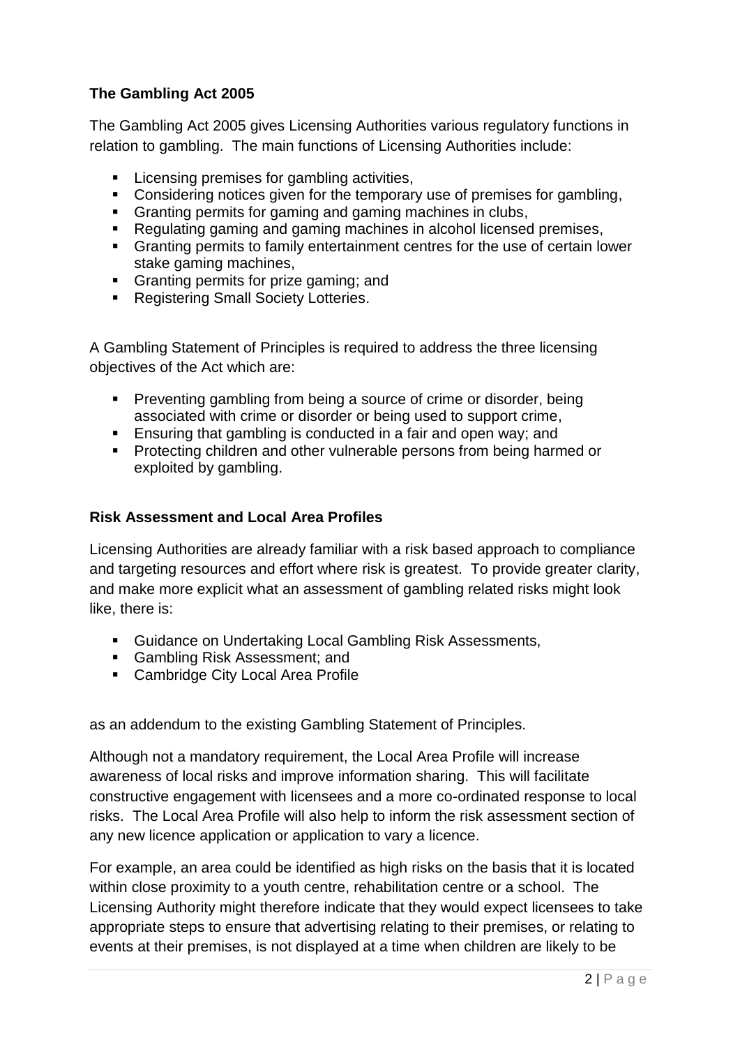**The Gambling Act 2005**

The Gambling Act 2005 gives Licensing Authorities various regulatory functions in relation to gambling. The main functions of Licensing Authorities include:

- Licensing premises for gambling activities,
- Considering notices given for the temporary use of premises for gambling,
- Granting permits for gaming and gaming machines in clubs,
- Regulating gaming and gaming machines in alcohol licensed premises,
- Granting permits to family entertainment centres for the use of certain lower stake gaming machines,
- Granting permits for prize gaming; and
- Registering Small Society Lotteries.

A Gambling Statement of Principles is required to address the three licensing objectives of the Act which are:

- Preventing gambling from being a source of crime or disorder, being associated with crime or disorder or being used to support crime,
- Ensuring that gambling is conducted in a fair and open way; and
- Protecting children and other vulnerable persons from being harmed or exploited by gambling.

**Risk Assessment and Local Area Profiles**

Licensing Authorities are already familiar with a risk based approach to compliance and targeting resources and effort where risk is greatest. To provide greater clarity, and make more explicit what an assessment of gambling related risks might look like, there is:

- Guidance on Undertaking Local Gambling Risk Assessments,
- Gambling Risk Assessment; and
- Cambridge City Local Area Profile

as an addendum to the existing Gambling Statement of Principles.

Although not a mandatory requirement, the Local Area Profile will increase awareness of local risks and improve information sharing. This will facilitate constructive engagement with licensees and a more co-ordinated response to local risks. The Local Area Profile will also help to inform the risk assessment section of any new licence application or application to vary a licence.

For example, an area could be identified as high risks on the basis that it is located within close proximity to a youth centre, rehabilitation centre or a school. The Licensing Authority might therefore indicate that they would expect licensees to take appropriate steps to ensure that advertising relating to their premises, or relating to events at their premises, is not displayed at a time when children are likely to be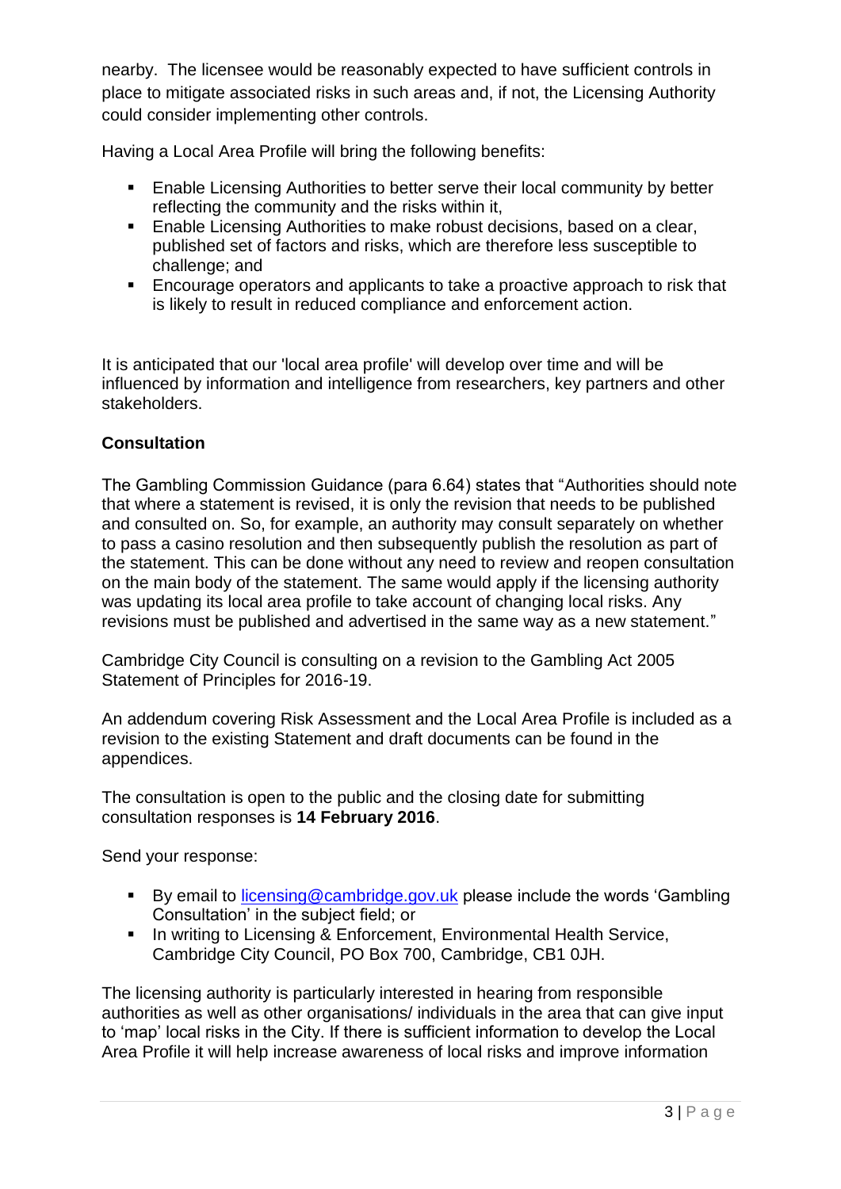nearby. The licensee would be reasonably expected to have sufficient controls in place to mitigate associated risks in such areas and, if not, the Licensing Authority could consider implementing other controls.

Having a Local Area Profile will bring the following benefits:

- Enable Licensing Authorities to better serve their local community by better reflecting the community and the risks within it,
- Enable Licensing Authorities to make robust decisions, based on a clear, published set of factors and risks, which are therefore less susceptible to challenge; and
- Encourage operators and applicants to take a proactive approach to risk that is likely to result in reduced compliance and enforcement action.

It is anticipated that our 'local area profile' will develop over time and will be influenced by information and intelligence from researchers, key partners and other stakeholders.

**Consultation**

The Gambling Commission Guidance (para 6.64) states that "Authorities should note that where a statement is revised, it is only the revision that needs to be published and consulted on. So, for example, an authority may consult separately on whether to pass a casino resolution and then subsequently publish the resolution as part of the statement. This can be done without any need to review and reopen consultation on the main body of the statement. The same would apply if the licensing authority was updating its local area profile to take account of changing local risks. Any revisions must be published and advertised in the same way as a new statement."

Cambridge City Council is consulting on a revision to the Gambling Act 2005 Statement of Principles for 2016-19.

An addendum covering Risk Assessment and the Local Area Profile is included as a revision to the existing Statement and draft documents can be found in the appendices.

The consultation is open to the public and the closing date for submitting consultation responses is **14 February 2016**.

Send your response:

- By email to [licensing@cambridge.gov.uk](mailto:licensing@cambridge.gov.uk) please include the words 'Gambling Consultation' in the subject field; or
- In writing to Licensing & Enforcement, Environmental Health Service, Cambridge City Council, PO Box 700, Cambridge, CB1 0JH.

The licensing authority is particularly interested in hearing from responsible authorities as well as other organisations/ individuals in the area that can give input to 'map' local risks in the City. If there is sufficient information to develop the Local Area Profile it will help increase awareness of local risks and improve information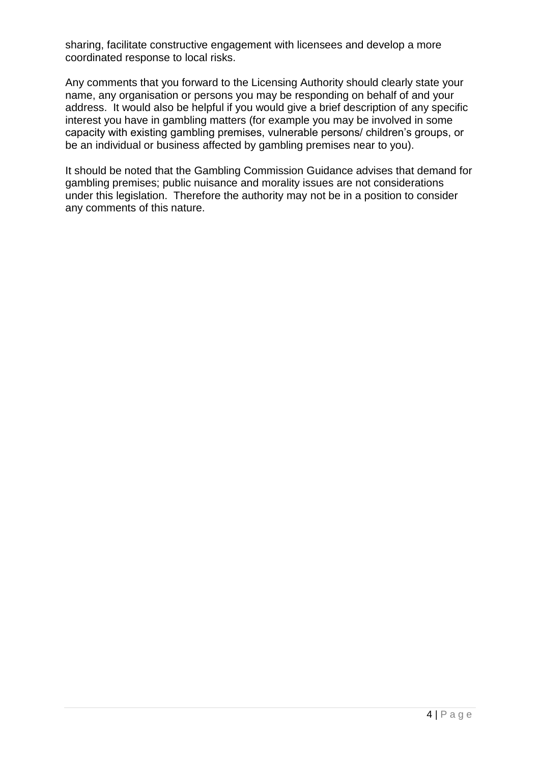sharing, facilitate constructive engagement with licensees and develop a more coordinated response to local risks.

Any comments that you forward to the Licensing Authority should clearly state your name, any organisation or persons you may be responding on behalf of and your address. It would also be helpful if you would give a brief description of any specific interest you have in gambling matters (for example you may be involved in some capacity with existing gambling premises, vulnerable persons/ children's groups, or be an individual or business affected by gambling premises near to you).

It should be noted that the Gambling Commission Guidance advises that demand for gambling premises; public nuisance and morality issues are not considerations under this legislation. Therefore the authority may not be in a position to consider any comments of this nature.